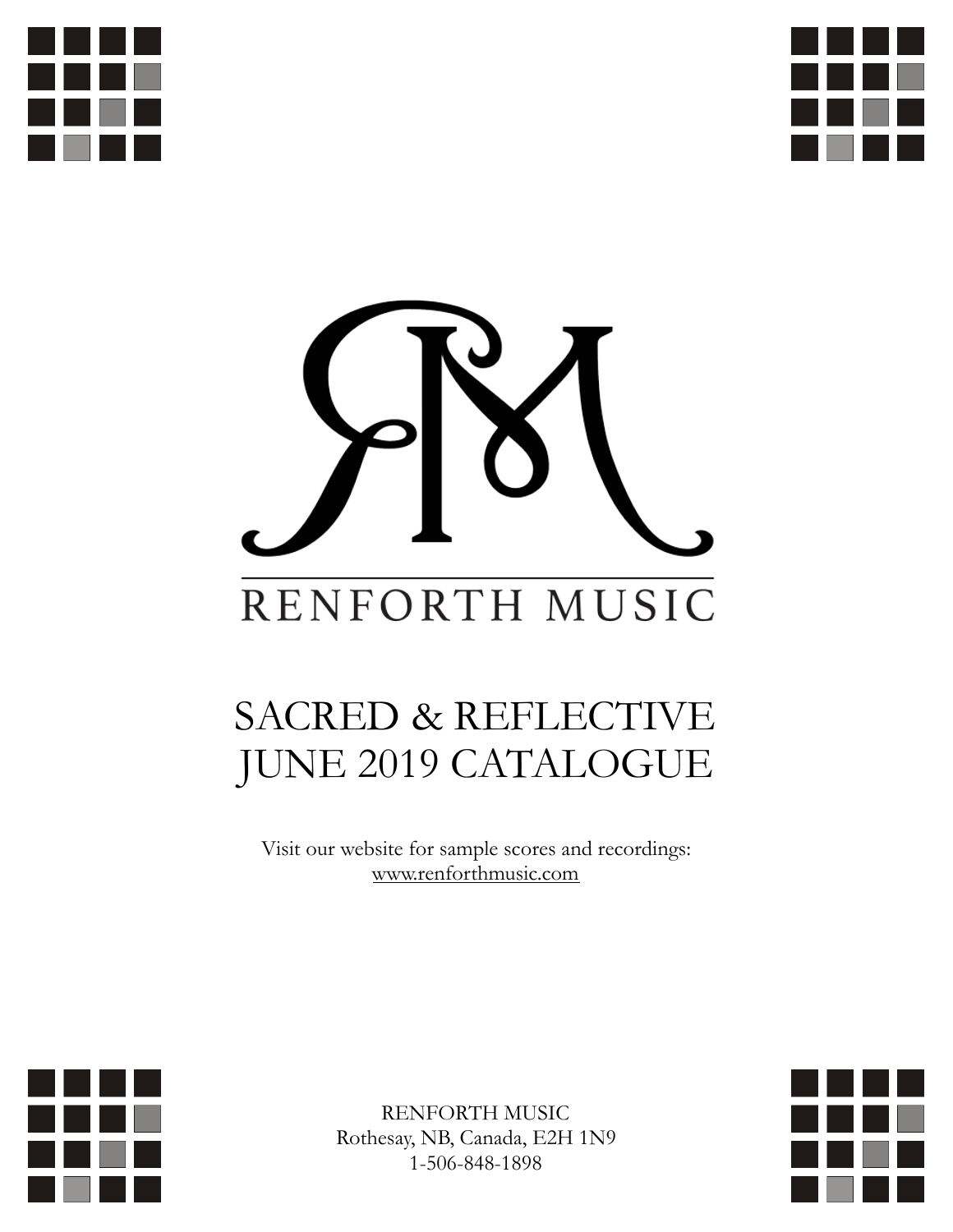RENFORTH MUSIC

# SACRED & REFLECTIVE
# JUNE 2019 CATALOGUE

Visit our website for sample scores and recordings:
www.renforthmusic.com

RENFORTH MUSIC
Rothesay, NB, Canada, E2H 1N9
1-506-848-1898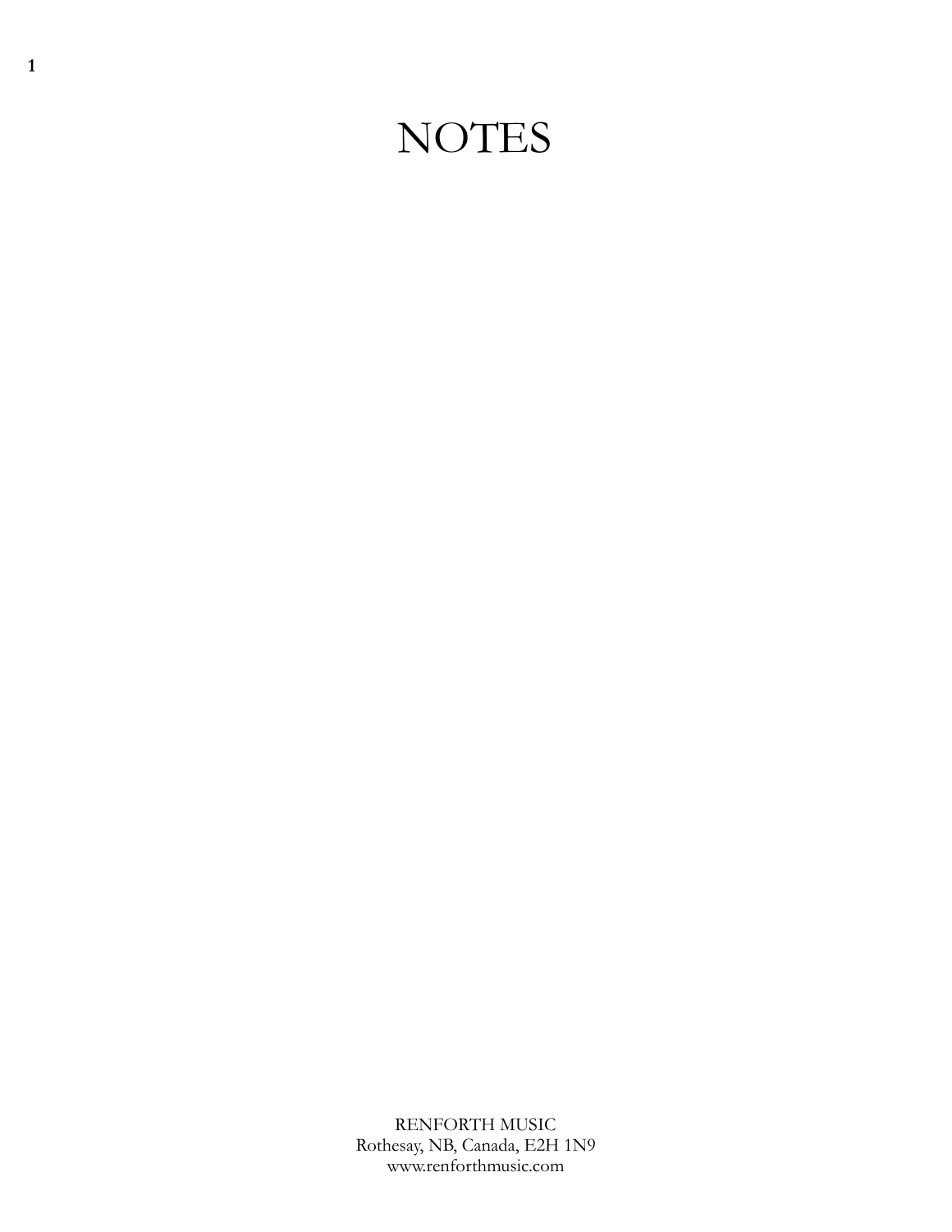# NOTES

RENFORTH MUSIC
Rothesay, NB, Canada, E2H 1N9
www.renforthmusic.com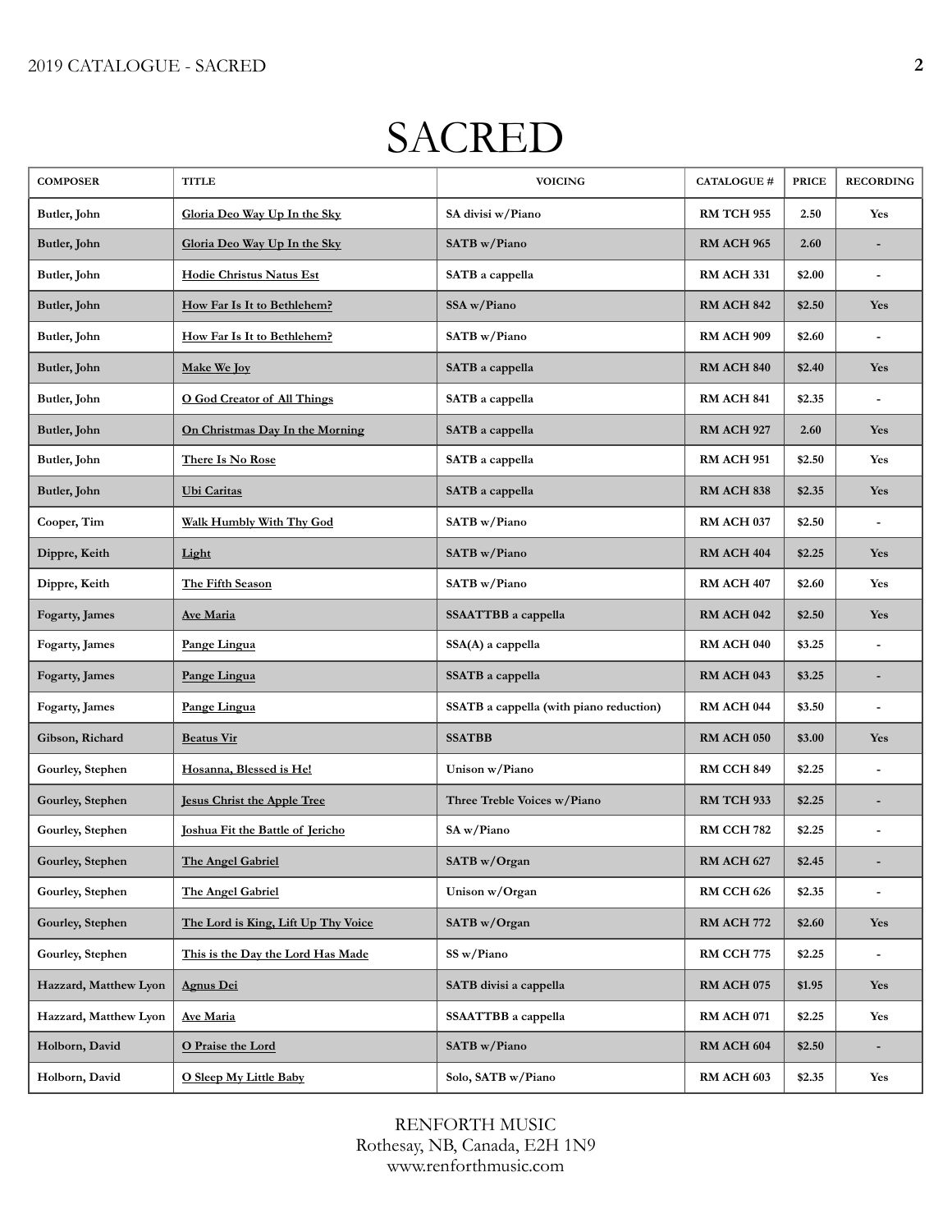# SACRED

| COMPOSER | TITLE | VOICING | CATALOGUE # | PRICE | RECORDING |
|---|---|---|---|---|---|
| Butler, John | Gloria Deo Way Up In the Sky | SA divisi w/Piano | RM TCH 955 | 2.50 | Yes |
| Butler, John | Gloria Deo Way Up In the Sky | SATB w/Piano | RM ACH 965 | 2.60 | - |
| Butler, John | Hodie Christus Natus Est | SATB a cappella | RM ACH 331 | $2.00 | - |
| Butler, John | How Far Is It to Bethlehem? | SSA w/Piano | RM ACH 842 | $2.50 | Yes |
| Butler, John | How Far Is It to Bethlehem? | SATB w/Piano | RM ACH 909 | $2.60 | - |
| Butler, John | Make We Joy | SATB a cappella | RM ACH 840 | $2.40 | Yes |
| Butler, John | O God Creator of All Things | SATB a cappella | RM ACH 841 | $2.35 | - |
| Butler, John | On Christmas Day In the Morning | SATB a cappella | RM ACH 927 | 2.60 | Yes |
| Butler, John | There Is No Rose | SATB a cappella | RM ACH 951 | $2.50 | Yes |
| Butler, John | Ubi Caritas | SATB a cappella | RM ACH 838 | $2.35 | Yes |
| Cooper, Tim | Walk Humbly With Thy God | SATB w/Piano | RM ACH 037 | $2.50 | - |
| Dippre, Keith | Light | SATB w/Piano | RM ACH 404 | $2.25 | Yes |
| Dippre, Keith | The Fifth Season | SATB w/Piano | RM ACH 407 | $2.60 | Yes |
| Fogarty, James | Ave Maria | SSAATTBB a cappella | RM ACH 042 | $2.50 | Yes |
| Fogarty, James | Pange Lingua | SSA(A) a cappella | RM ACH 040 | $3.25 | - |
| Fogarty, James | Pange Lingua | SSATB a cappella | RM ACH 043 | $3.25 | - |
| Fogarty, James | Pange Lingua | SSATB a cappella (with piano reduction) | RM ACH 044 | $3.50 | - |
| Gibson, Richard | Beatus Vir | SSATBB | RM ACH 050 | $3.00 | Yes |
| Gourley, Stephen | Hosanna, Blessed is He! | Unison w/Piano | RM CCH 849 | $2.25 | - |
| Gourley, Stephen | Jesus Christ the Apple Tree | Three Treble Voices w/Piano | RM TCH 933 | $2.25 | - |
| Gourley, Stephen | Joshua Fit the Battle of Jericho | SA w/Piano | RM CCH 782 | $2.25 | - |
| Gourley, Stephen | The Angel Gabriel | SATB w/Organ | RM ACH 627 | $2.45 | - |
| Gourley, Stephen | The Angel Gabriel | Unison w/Organ | RM CCH 626 | $2.35 | - |
| Gourley, Stephen | The Lord is King, Lift Up Thy Voice | SATB w/Organ | RM ACH 772 | $2.60 | Yes |
| Gourley, Stephen | This is the Day the Lord Has Made | SS w/Piano | RM CCH 775 | $2.25 | - |
| Hazzard, Matthew Lyon | Agnus Dei | SATB divisi a cappella | RM ACH 075 | $1.95 | Yes |
| Hazzard, Matthew Lyon | Ave Maria | SSAATTBB a cappella | RM ACH 071 | $2.25 | Yes |
| Holborn, David | O Praise the Lord | SATB w/Piano | RM ACH 604 | $2.50 | - |
| Holborn, David | O Sleep My Little Baby | Solo, SATB w/Piano | RM ACH 603 | $2.35 | Yes |

RENFORTH MUSIC
Rothesay, NB, Canada, E2H 1N9
www.renforthmusic.com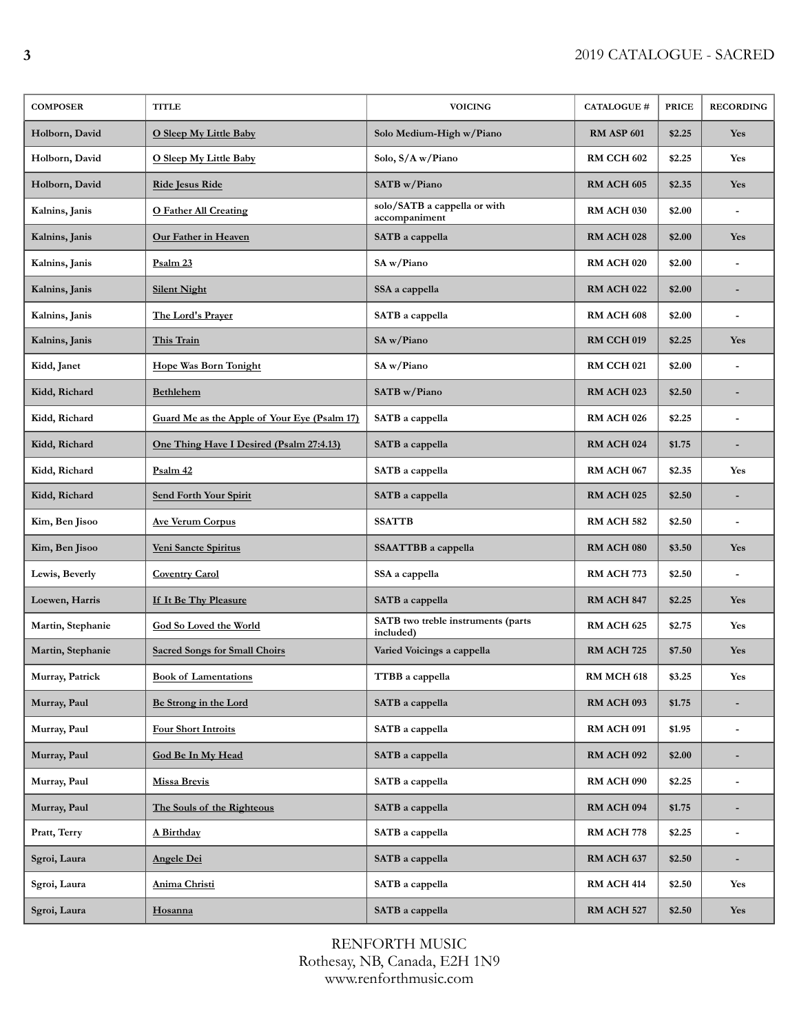| COMPOSER | TITLE | VOICING | CATALOGUE # | PRICE | RECORDING |
|---|---|---|---|---|---|
| Holborn, David | O Sleep My Little Baby | Solo Medium-High w/Piano | RM ASP 601 | $2.25 | Yes |
| Holborn, David | O Sleep My Little Baby | Solo, S/A w/Piano | RM CCH 602 | $2.25 | Yes |
| Holborn, David | Ride Jesus Ride | SATB w/Piano | RM ACH 605 | $2.35 | Yes |
| Kalnins, Janis | O Father All Creating | solo/SATB a cappella or with accompaniment | RM ACH 030 | $2.00 | - |
| Kalnins, Janis | Our Father in Heaven | SATB a cappella | RM ACH 028 | $2.00 | Yes |
| Kalnins, Janis | Psalm 23 | SA w/Piano | RM ACH 020 | $2.00 | - |
| Kalnins, Janis | Silent Night | SSA a cappella | RM ACH 022 | $2.00 | - |
| Kalnins, Janis | The Lord's Prayer | SATB a cappella | RM ACH 608 | $2.00 | - |
| Kalnins, Janis | This Train | SA w/Piano | RM CCH 019 | $2.25 | Yes |
| Kidd, Janet | Hope Was Born Tonight | SA w/Piano | RM CCH 021 | $2.00 | - |
| Kidd, Richard | Bethlehem | SATB w/Piano | RM ACH 023 | $2.50 | - |
| Kidd, Richard | Guard Me as the Apple of Your Eye (Psalm 17) | SATB a cappella | RM ACH 026 | $2.25 | - |
| Kidd, Richard | One Thing Have I Desired (Psalm 27:4.13) | SATB a cappella | RM ACH 024 | $1.75 | - |
| Kidd, Richard | Psalm 42 | SATB a cappella | RM ACH 067 | $2.35 | Yes |
| Kidd, Richard | Send Forth Your Spirit | SATB a cappella | RM ACH 025 | $2.50 | - |
| Kim, Ben Jisoo | Ave Verum Corpus | SSATTB | RM ACH 582 | $2.50 | - |
| Kim, Ben Jisoo | Veni Sancte Spiritus | SSAATTBB a cappella | RM ACH 080 | $3.50 | Yes |
| Lewis, Beverly | Coventry Carol | SSA a cappella | RM ACH 773 | $2.50 | - |
| Loewen, Harris | If It Be Thy Pleasure | SATB a cappella | RM ACH 847 | $2.25 | Yes |
| Martin, Stephanie | God So Loved the World | SATB two treble instruments (parts included) | RM ACH 625 | $2.75 | Yes |
| Martin, Stephanie | Sacred Songs for Small Choirs | Varied Voicings a cappella | RM ACH 725 | $7.50 | Yes |
| Murray, Patrick | Book of Lamentations | TTBB a cappella | RM MCH 618 | $3.25 | Yes |
| Murray, Paul | Be Strong in the Lord | SATB a cappella | RM ACH 093 | $1.75 | - |
| Murray, Paul | Four Short Introits | SATB a cappella | RM ACH 091 | $1.95 | - |
| Murray, Paul | God Be In My Head | SATB a cappella | RM ACH 092 | $2.00 | - |
| Murray, Paul | Missa Brevis | SATB a cappella | RM ACH 090 | $2.25 | - |
| Murray, Paul | The Souls of the Righteous | SATB a cappella | RM ACH 094 | $1.75 | - |
| Pratt, Terry | A Birthday | SATB a cappella | RM ACH 778 | $2.25 | - |
| Sgroi, Laura | Angele Dei | SATB a cappella | RM ACH 637 | $2.50 | - |
| Sgroi, Laura | Anima Christi | SATB a cappella | RM ACH 414 | $2.50 | Yes |
| Sgroi, Laura | Hosanna | SATB a cappella | RM ACH 527 | $2.50 | Yes |

RENFORTH MUSIC
Rothesay, NB, Canada, E2H 1N9
www.renforthmusic.com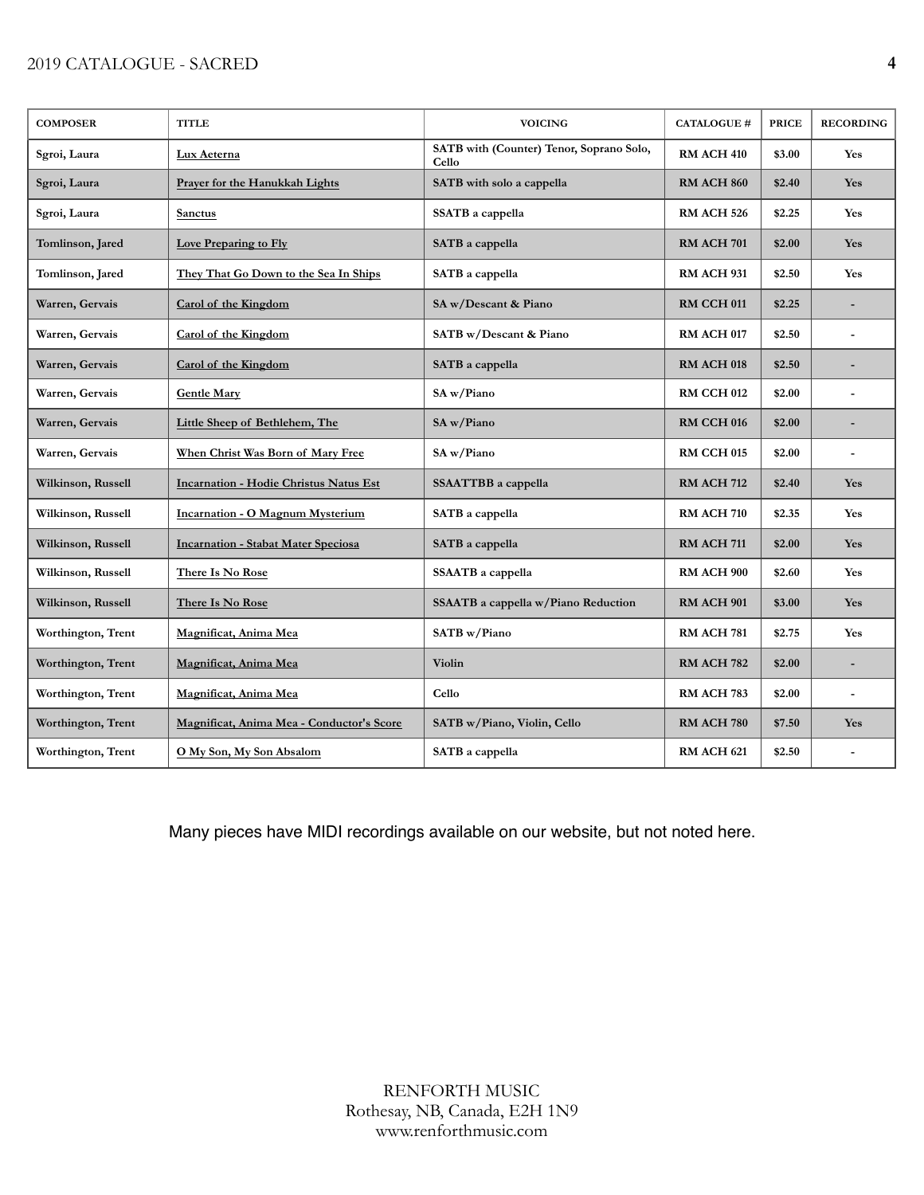| COMPOSER | TITLE | VOICING | CATALOGUE # | PRICE | RECORDING |
|---|---|---|---|---|---|
| Sgroi, Laura | Lux Aeterna | SATB with (Counter) Tenor, Soprano Solo, Cello | RM ACH 410 | $3.00 | Yes |
| Sgroi, Laura | Prayer for the Hanukkah Lights | SATB with solo a cappella | RM ACH 860 | $2.40 | Yes |
| Sgroi, Laura | Sanctus | SSATB a cappella | RM ACH 526 | $2.25 | Yes |
| Tomlinson, Jared | Love Preparing to Fly | SATB a cappella | RM ACH 701 | $2.00 | Yes |
| Tomlinson, Jared | They That Go Down to the Sea In Ships | SATB a cappella | RM ACH 931 | $2.50 | Yes |
| Warren, Gervais | Carol of the Kingdom | SA w/Descant & Piano | RM CCH 011 | $2.25 | - |
| Warren, Gervais | Carol of the Kingdom | SATB w/Descant & Piano | RM ACH 017 | $2.50 | - |
| Warren, Gervais | Carol of the Kingdom | SATB a cappella | RM ACH 018 | $2.50 | - |
| Warren, Gervais | Gentle Mary | SA w/Piano | RM CCH 012 | $2.00 | - |
| Warren, Gervais | Little Sheep of Bethlehem, The | SA w/Piano | RM CCH 016 | $2.00 | - |
| Warren, Gervais | When Christ Was Born of Mary Free | SA w/Piano | RM CCH 015 | $2.00 | - |
| Wilkinson, Russell | Incarnation - Hodie Christus Natus Est | SSAATTBB a cappella | RM ACH 712 | $2.40 | Yes |
| Wilkinson, Russell | Incarnation - O Magnum Mysterium | SATB a cappella | RM ACH 710 | $2.35 | Yes |
| Wilkinson, Russell | Incarnation - Stabat Mater Speciosa | SATB a cappella | RM ACH 711 | $2.00 | Yes |
| Wilkinson, Russell | There Is No Rose | SSAATB a cappella | RM ACH 900 | $2.60 | Yes |
| Wilkinson, Russell | There Is No Rose | SSAATB a cappella w/Piano Reduction | RM ACH 901 | $3.00 | Yes |
| Worthington, Trent | Magnificat, Anima Mea | SATB w/Piano | RM ACH 781 | $2.75 | Yes |
| Worthington, Trent | Magnificat, Anima Mea | Violin | RM ACH 782 | $2.00 | - |
| Worthington, Trent | Magnificat, Anima Mea | Cello | RM ACH 783 | $2.00 | - |
| Worthington, Trent | Magnificat, Anima Mea - Conductor's Score | SATB w/Piano, Violin, Cello | RM ACH 780 | $7.50 | Yes |
| Worthington, Trent | O My Son, My Son Absalom | SATB a cappella | RM ACH 621 | $2.50 | - |

Many pieces have MIDI recordings available on our website, but not noted here.

RENFORTH MUSIC
Rothesay, NB, Canada, E2H 1N9
www.renforthmusic.com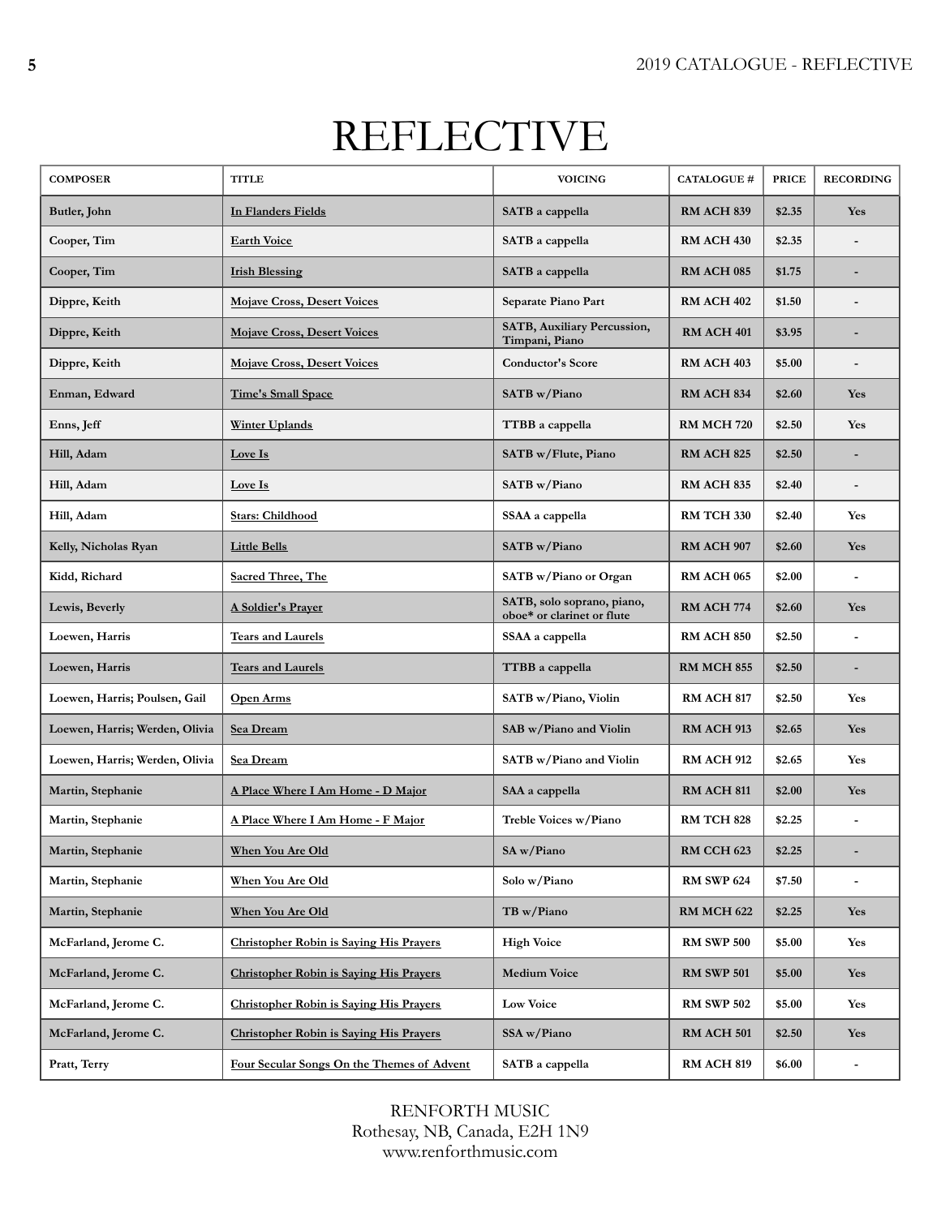# REFLECTIVE

| COMPOSER | TITLE | VOICING | CATALOGUE # | PRICE | RECORDING |
|---|---|---|---|---|---|
| Butler, John | In Flanders Fields | SATB a cappella | RM ACH 839 | $2.35 | Yes |
| Cooper, Tim | Earth Voice | SATB a cappella | RM ACH 430 | $2.35 | - |
| Cooper, Tim | Irish Blessing | SATB a cappella | RM ACH 085 | $1.75 | - |
| Dippre, Keith | Mojave Cross, Desert Voices | Separate Piano Part | RM ACH 402 | $1.50 | - |
| Dippre, Keith | Mojave Cross, Desert Voices | SATB, Auxiliary Percussion, Timpani, Piano | RM ACH 401 | $3.95 | - |
| Dippre, Keith | Mojave Cross, Desert Voices | Conductor's Score | RM ACH 403 | $5.00 | - |
| Enman, Edward | Time's Small Space | SATB w/Piano | RM ACH 834 | $2.60 | Yes |
| Enns, Jeff | Winter Uplands | TTBB a cappella | RM MCH 720 | $2.50 | Yes |
| Hill, Adam | Love Is | SATB w/Flute, Piano | RM ACH 825 | $2.50 | - |
| Hill, Adam | Love Is | SATB w/Piano | RM ACH 835 | $2.40 | - |
| Hill, Adam | Stars: Childhood | SSAA a cappella | RM TCH 330 | $2.40 | Yes |
| Kelly, Nicholas Ryan | Little Bells | SATB w/Piano | RM ACH 907 | $2.60 | Yes |
| Kidd, Richard | Sacred Three, The | SATB w/Piano or Organ | RM ACH 065 | $2.00 | - |
| Lewis, Beverly | A Soldier's Prayer | SATB, solo soprano, piano, oboe* or clarinet or flute | RM ACH 774 | $2.60 | Yes |
| Loewen, Harris | Tears and Laurels | SSAA a cappella | RM ACH 850 | $2.50 | - |
| Loewen, Harris | Tears and Laurels | TTBB a cappella | RM MCH 855 | $2.50 | - |
| Loewen, Harris; Poulsen, Gail | Open Arms | SATB w/Piano, Violin | RM ACH 817 | $2.50 | Yes |
| Loewen, Harris; Werden, Olivia | Sea Dream | SAB w/Piano and Violin | RM ACH 913 | $2.65 | Yes |
| Loewen, Harris; Werden, Olivia | Sea Dream | SATB w/Piano and Violin | RM ACH 912 | $2.65 | Yes |
| Martin, Stephanie | A Place Where I Am Home - D Major | SAA a cappella | RM ACH 811 | $2.00 | Yes |
| Martin, Stephanie | A Place Where I Am Home - F Major | Treble Voices w/Piano | RM TCH 828 | $2.25 | - |
| Martin, Stephanie | When You Are Old | SA w/Piano | RM CCH 623 | $2.25 | - |
| Martin, Stephanie | When You Are Old | Solo w/Piano | RM SWP 624 | $7.50 | - |
| Martin, Stephanie | When You Are Old | TB w/Piano | RM MCH 622 | $2.25 | Yes |
| McFarland, Jerome C. | Christopher Robin is Saying His Prayers | High Voice | RM SWP 500 | $5.00 | Yes |
| McFarland, Jerome C. | Christopher Robin is Saying His Prayers | Medium Voice | RM SWP 501 | $5.00 | Yes |
| McFarland, Jerome C. | Christopher Robin is Saying His Prayers | Low Voice | RM SWP 502 | $5.00 | Yes |
| McFarland, Jerome C. | Christopher Robin is Saying His Prayers | SSA w/Piano | RM ACH 501 | $2.50 | Yes |
| Pratt, Terry | Four Secular Songs On the Themes of Advent | SATB a cappella | RM ACH 819 | $6.00 | - |

RENFORTH MUSIC
Rothesay, NB, Canada, E2H 1N9
www.renforthmusic.com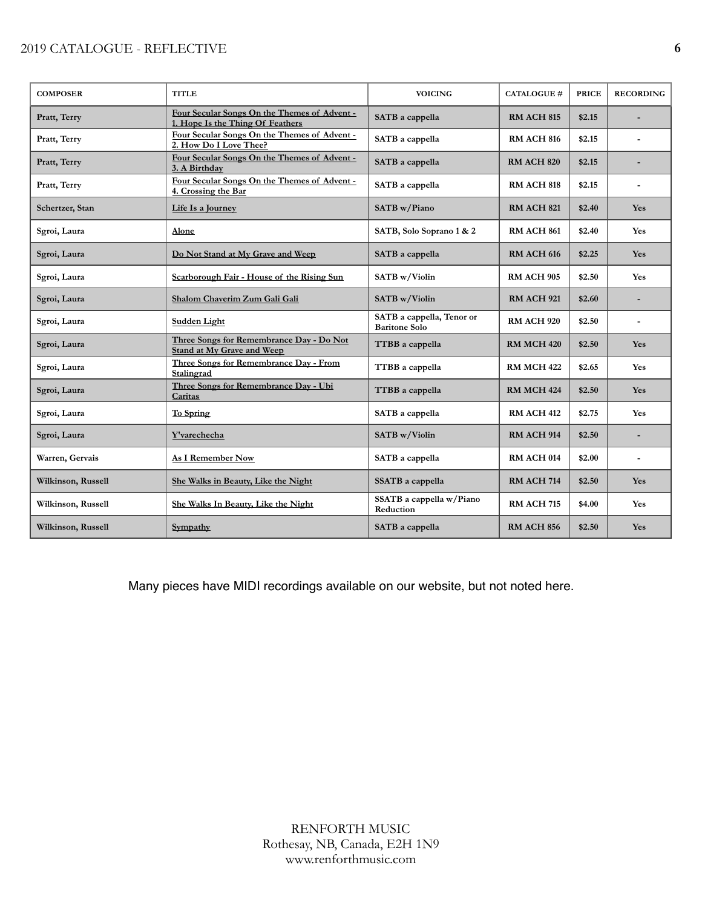| COMPOSER | TITLE | VOICING | CATALOGUE # | PRICE | RECORDING |
|---|---|---|---|---|---|
| Pratt, Terry | Four Secular Songs On the Themes of Advent - 1. Hope Is the Thing Of Feathers | SATB a cappella | RM ACH 815 | $2.15 | - |
| Pratt, Terry | Four Secular Songs On the Themes of Advent - 2. How Do I Love Thee? | SATB a cappella | RM ACH 816 | $2.15 | - |
| Pratt, Terry | Four Secular Songs On the Themes of Advent - 3. A Birthday | SATB a cappella | RM ACH 820 | $2.15 | - |
| Pratt, Terry | Four Secular Songs On the Themes of Advent - 4. Crossing the Bar | SATB a cappella | RM ACH 818 | $2.15 | - |
| Schertzer, Stan | Life Is a Journey | SATB w/Piano | RM ACH 821 | $2.40 | Yes |
| Sgroi, Laura | Alone | SATB, Solo Soprano 1 & 2 | RM ACH 861 | $2.40 | Yes |
| Sgroi, Laura | Do Not Stand at My Grave and Weep | SATB a cappella | RM ACH 616 | $2.25 | Yes |
| Sgroi, Laura | Scarborough Fair - House of the Rising Sun | SATB w/Violin | RM ACH 905 | $2.50 | Yes |
| Sgroi, Laura | Shalom Chaverim Zum Gali Gali | SATB w/Violin | RM ACH 921 | $2.60 | - |
| Sgroi, Laura | Sudden Light | SATB a cappella, Tenor or Baritone Solo | RM ACH 920 | $2.50 | - |
| Sgroi, Laura | Three Songs for Remembrance Day - Do Not Stand at My Grave and Weep | TTBB a cappella | RM MCH 420 | $2.50 | Yes |
| Sgroi, Laura | Three Songs for Remembrance Day - From Stalingrad | TTBB a cappella | RM MCH 422 | $2.65 | Yes |
| Sgroi, Laura | Three Songs for Remembrance Day - Ubi Caritas | TTBB a cappella | RM MCH 424 | $2.50 | Yes |
| Sgroi, Laura | To Spring | SATB a cappella | RM ACH 412 | $2.75 | Yes |
| Sgroi, Laura | Y'varechecha | SATB w/Violin | RM ACH 914 | $2.50 | - |
| Warren, Gervais | As I Remember Now | SATB a cappella | RM ACH 014 | $2.00 | - |
| Wilkinson, Russell | She Walks in Beauty, Like the Night | SSATB a cappella | RM ACH 714 | $2.50 | Yes |
| Wilkinson, Russell | She Walks In Beauty, Like the Night | SSATB a cappella w/Piano Reduction | RM ACH 715 | $4.00 | Yes |
| Wilkinson, Russell | Sympathy | SATB a cappella | RM ACH 856 | $2.50 | Yes |

Many pieces have MIDI recordings available on our website, but not noted here.

RENFORTH MUSIC
Rothesay, NB, Canada, E2H 1N9
www.renforthmusic.com